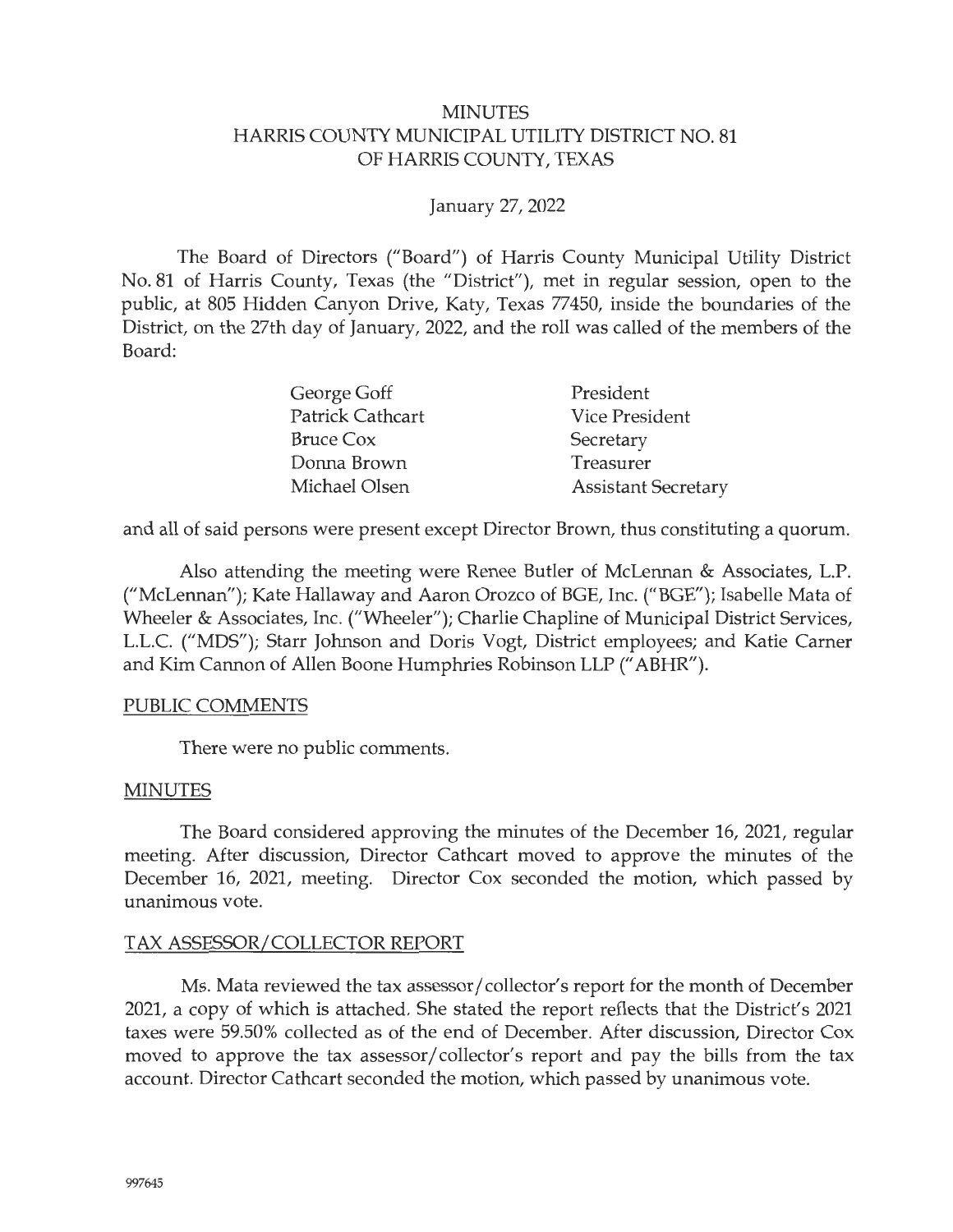# MINUTES
# HARRIS COUNTY MUNICIPAL UTILITY DISTRICT NO. 81
# OF HARRIS COUNTY, TEXAS

January 27, 2022

The Board of Directors ("Board") of Harris County Municipal Utility District No. 81 of Harris County, Texas (the "District"), met in regular session, open to the public, at 805 Hidden Canyon Drive, Katy, Texas 77450, inside the boundaries of the District, on the 27th day of January, 2022, and the roll was called of the members of the Board:

| | |
|---|---|
| George Goff | President |
| Patrick Cathcart | Vice President |
| Bruce Cox | Secretary |
| Donna Brown | Treasurer |
| Michael Olsen | Assistant Secretary |

and all of said persons were present except Director Brown, thus constituting a quorum.

Also attending the meeting were Renee Butler of McLennan & Associates, L.P. ("McLennan"); Kate Hallaway and Aaron Orozco of BGE, Inc. ("BGE"); Isabelle Mata of Wheeler & Associates, Inc. ("Wheeler"); Charlie Chapline of Municipal District Services, L.L.C. ("MDS"); Starr Johnson and Doris Vogt, District employees; and Katie Carner and Kim Cannon of Allen Boone Humphries Robinson LLP ("ABHR").

## PUBLIC COMMENTS

There were no public comments.

## MINUTES

The Board considered approving the minutes of the December 16, 2021, regular meeting. After discussion, Director Cathcart moved to approve the minutes of the December 16, 2021, meeting. Director Cox seconded the motion, which passed by unanimous vote.

## TAX ASSESSOR/COLLECTOR REPORT

Ms. Mata reviewed the tax assessor/collector's report for the month of December 2021, a copy of which is attached. She stated the report reflects that the District's 2021 taxes were 59.50% collected as of the end of December. After discussion, Director Cox moved to approve the tax assessor/collector's report and pay the bills from the tax account. Director Cathcart seconded the motion, which passed by unanimous vote.

997645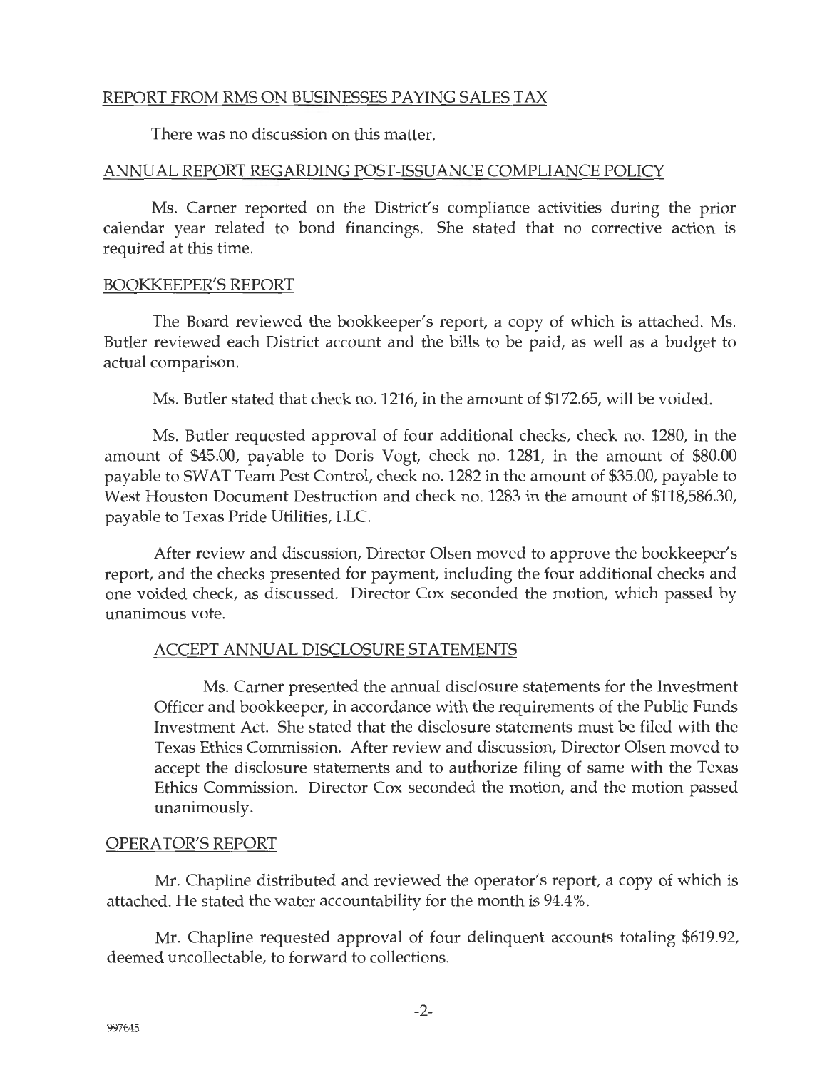REPORT FROM RMS ON BUSINESSES PAYING SALES TAX

There was no discussion on this matter.

ANNUAL REPORT REGARDING POST-ISSUANCE COMPLIANCE POLICY

Ms. Carner reported on the District's compliance activities during the prior calendar year related to bond financings. She stated that no corrective action is required at this time.

BOOKKEEPER'S REPORT

The Board reviewed the bookkeeper's report, a copy of which is attached. Ms. Butler reviewed each District account and the bills to be paid, as well as a budget to actual comparison.

Ms. Butler stated that check no. 1216, in the amount of $172.65, will be voided.

Ms. Butler requested approval of four additional checks, check no. 1280, in the amount of $45.00, payable to Doris Vogt, check no. 1281, in the amount of $80.00 payable to SWAT Team Pest Control, check no. 1282 in the amount of $35.00, payable to West Houston Document Destruction and check no. 1283 in the amount of $118,586.30, payable to Texas Pride Utilities, LLC.

After review and discussion, Director Olsen moved to approve the bookkeeper's report, and the checks presented for payment, including the four additional checks and one voided check, as discussed. Director Cox seconded the motion, which passed by unanimous vote.

ACCEPT ANNUAL DISCLOSURE STATEMENTS

Ms. Carner presented the annual disclosure statements for the Investment Officer and bookkeeper, in accordance with the requirements of the Public Funds Investment Act. She stated that the disclosure statements must be filed with the Texas Ethics Commission. After review and discussion, Director Olsen moved to accept the disclosure statements and to authorize filing of same with the Texas Ethics Commission. Director Cox seconded the motion, and the motion passed unanimously.

OPERATOR'S REPORT

Mr. Chapline distributed and reviewed the operator's report, a copy of which is attached. He stated the water accountability for the month is 94.4%.

Mr. Chapline requested approval of four delinquent accounts totaling $619.92, deemed uncollectable, to forward to collections.

997645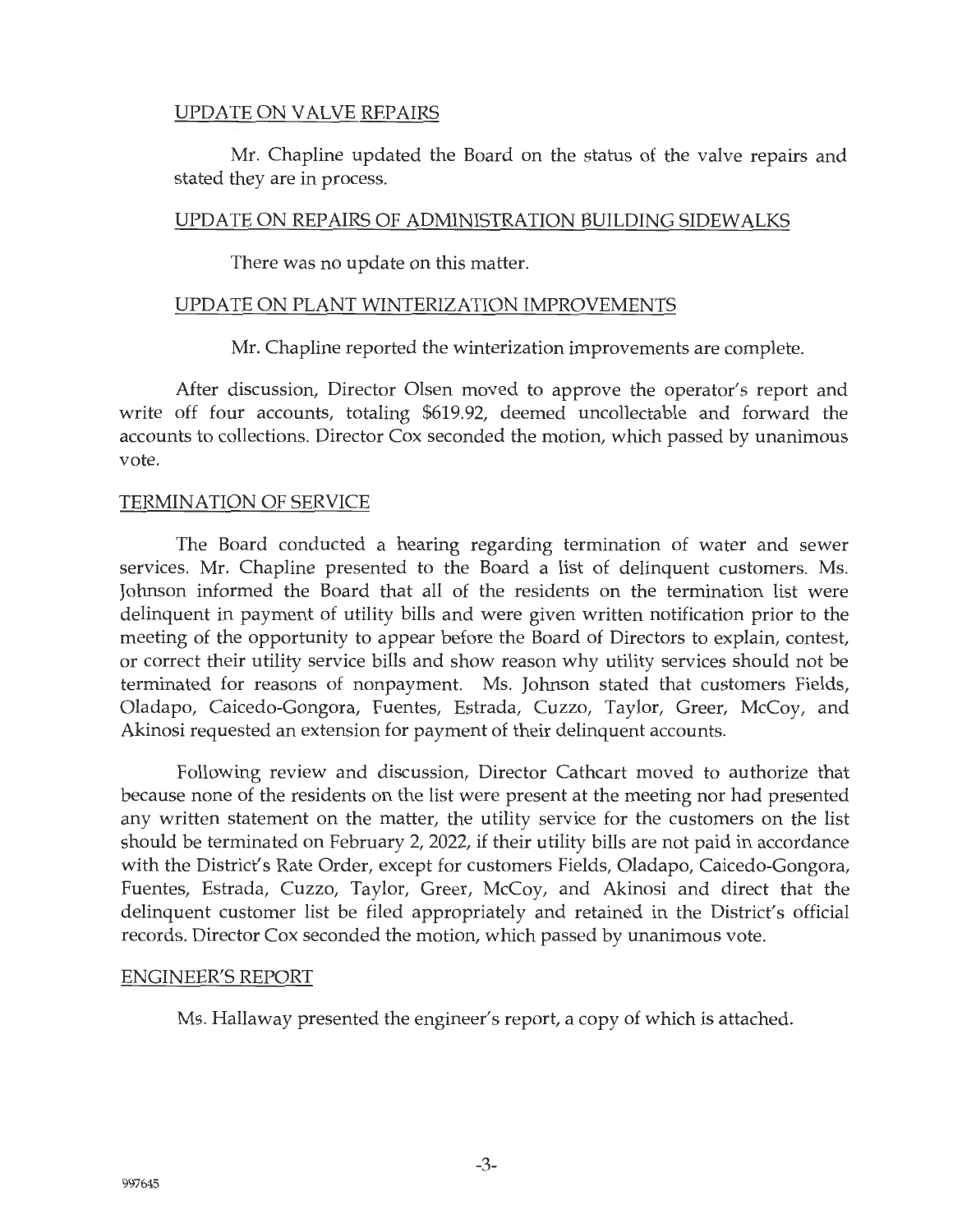UPDATE ON VALVE REPAIRS

Mr. Chapline updated the Board on the status of the valve repairs and stated they are in process.

UPDATE ON REPAIRS OF ADMINISTRATION BUILDING SIDEWALKS

There was no update on this matter.

UPDATE ON PLANT WINTERIZATION IMPROVEMENTS

Mr. Chapline reported the winterization improvements are complete.

After discussion, Director Olsen moved to approve the operator's report and write off four accounts, totaling $619.92, deemed uncollectable and forward the accounts to collections. Director Cox seconded the motion, which passed by unanimous vote.

TERMINATION OF SERVICE

The Board conducted a hearing regarding termination of water and sewer services. Mr. Chapline presented to the Board a list of delinquent customers. Ms. Johnson informed the Board that all of the residents on the termination list were delinquent in payment of utility bills and were given written notification prior to the meeting of the opportunity to appear before the Board of Directors to explain, contest, or correct their utility service bills and show reason why utility services should not be terminated for reasons of nonpayment. Ms. Johnson stated that customers Fields, Oladapo, Caicedo-Gongora, Fuentes, Estrada, Cuzzo, Taylor, Greer, McCoy, and Akinosi requested an extension for payment of their delinquent accounts.

Following review and discussion, Director Cathcart moved to authorize that because none of the residents on the list were present at the meeting nor had presented any written statement on the matter, the utility service for the customers on the list should be terminated on February 2, 2022, if their utility bills are not paid in accordance with the District's Rate Order, except for customers Fields, Oladapo, Caicedo-Gongora, Fuentes, Estrada, Cuzzo, Taylor, Greer, McCoy, and Akinosi and direct that the delinquent customer list be filed appropriately and retained in the District's official records. Director Cox seconded the motion, which passed by unanimous vote.

ENGINEER'S REPORT

Ms. Hallaway presented the engineer's report, a copy of which is attached.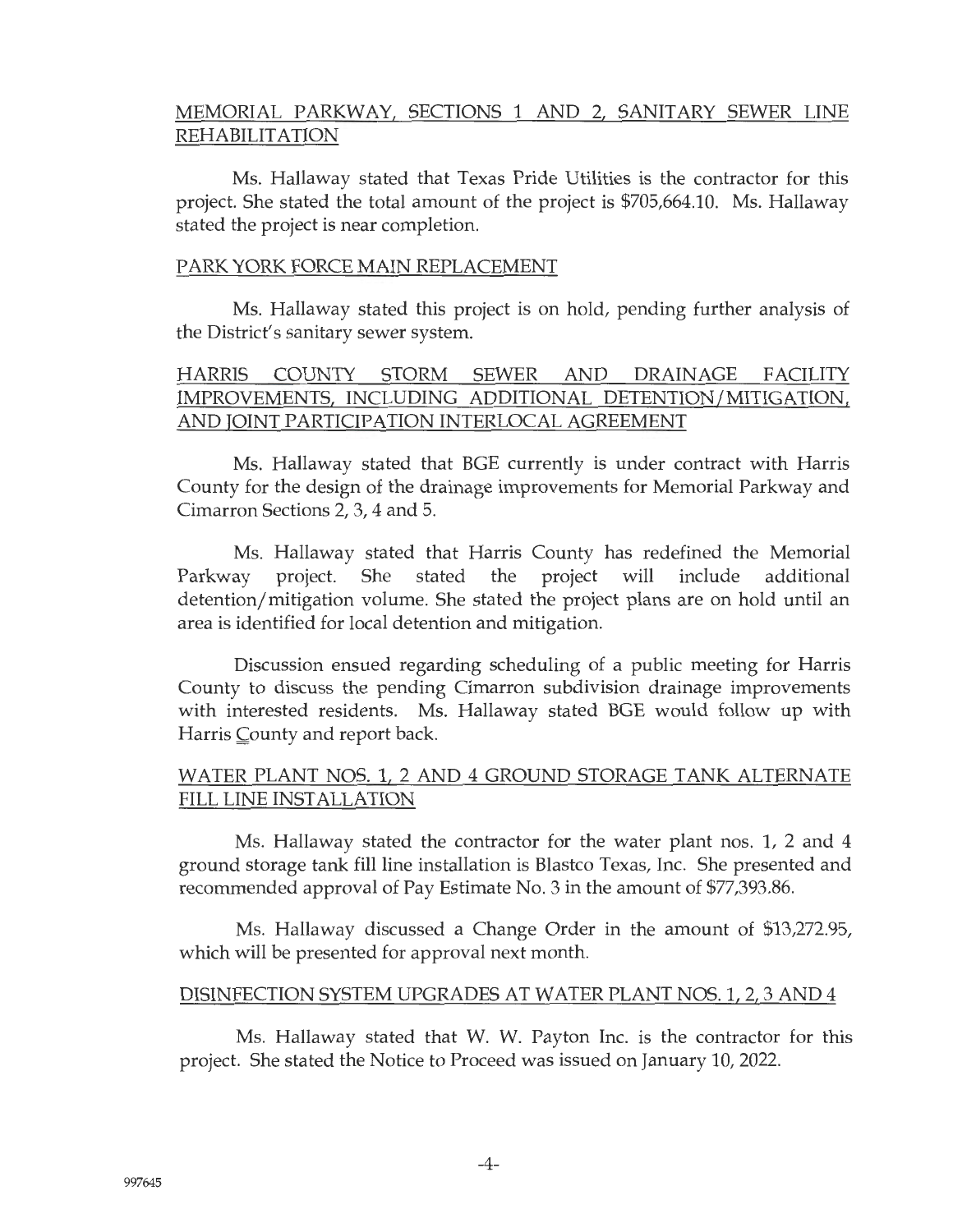## MEMORIAL PARKWAY, SECTIONS 1 AND 2, SANITARY SEWER LINE REHABILITATION

Ms. Hallaway stated that Texas Pride Utilities is the contractor for this project. She stated the total amount of the project is $705,664.10. Ms. Hallaway stated the project is near completion.

## PARK YORK FORCE MAIN REPLACEMENT

Ms. Hallaway stated this project is on hold, pending further analysis of the District's sanitary sewer system.

## HARRIS COUNTY STORM SEWER AND DRAINAGE FACILITY IMPROVEMENTS, INCLUDING ADDITIONAL DETENTION/MITIGATION, AND JOINT PARTICIPATION INTERLOCAL AGREEMENT

Ms. Hallaway stated that BGE currently is under contract with Harris County for the design of the drainage improvements for Memorial Parkway and Cimarron Sections 2, 3, 4 and 5.

Ms. Hallaway stated that Harris County has redefined the Memorial Parkway project. She stated the project will include additional detention/mitigation volume. She stated the project plans are on hold until an area is identified for local detention and mitigation.

Discussion ensued regarding scheduling of a public meeting for Harris County to discuss the pending Cimarron subdivision drainage improvements with interested residents. Ms. Hallaway stated BGE would follow up with Harris County and report back.

## WATER PLANT NOS. 1, 2 AND 4 GROUND STORAGE TANK ALTERNATE FILL LINE INSTALLATION

Ms. Hallaway stated the contractor for the water plant nos. 1, 2 and 4 ground storage tank fill line installation is Blastco Texas, Inc. She presented and recommended approval of Pay Estimate No. 3 in the amount of $77,393.86.

Ms. Hallaway discussed a Change Order in the amount of $13,272.95, which will be presented for approval next month.

## DISINFECTION SYSTEM UPGRADES AT WATER PLANT NOS. 1, 2, 3 AND 4

Ms. Hallaway stated that W. W. Payton Inc. is the contractor for this project. She stated the Notice to Proceed was issued on January 10, 2022.

997645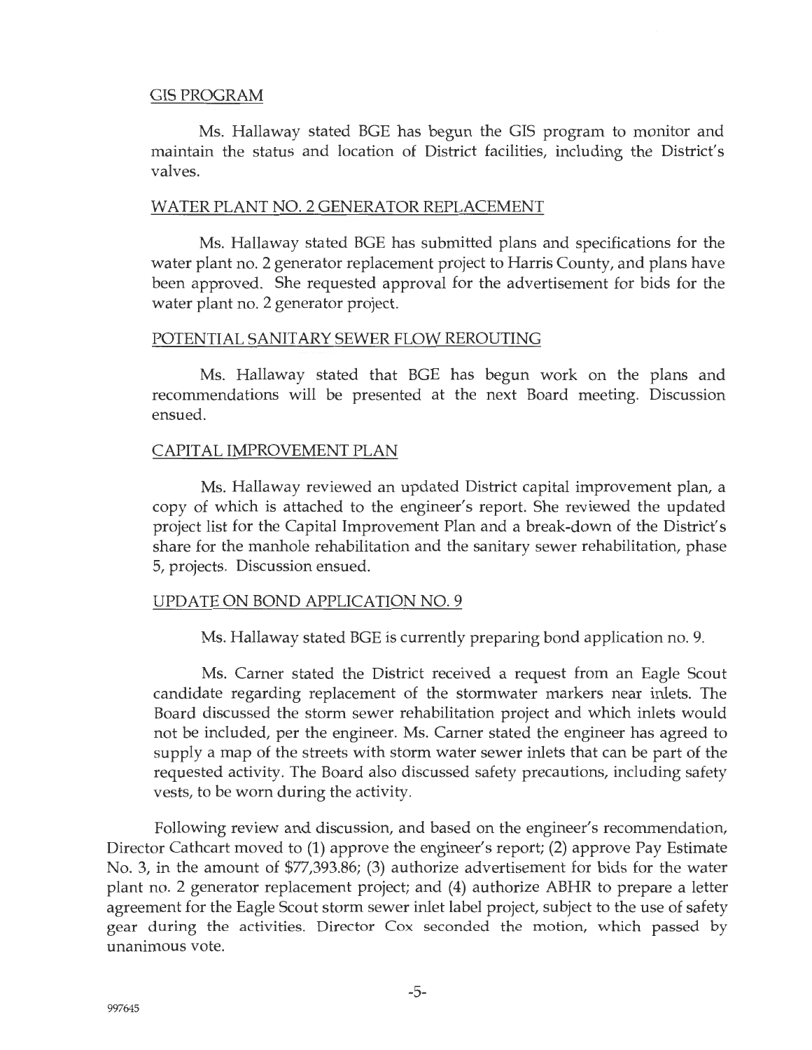GIS PROGRAM

Ms. Hallaway stated BGE has begun the GIS program to monitor and maintain the status and location of District facilities, including the District's valves.

WATER PLANT NO. 2 GENERATOR REPLACEMENT

Ms. Hallaway stated BGE has submitted plans and specifications for the water plant no. 2 generator replacement project to Harris County, and plans have been approved. She requested approval for the advertisement for bids for the water plant no. 2 generator project.

POTENTIAL SANITARY SEWER FLOW REROUTING

Ms. Hallaway stated that BGE has begun work on the plans and recommendations will be presented at the next Board meeting. Discussion ensued.

CAPITAL IMPROVEMENT PLAN

Ms. Hallaway reviewed an updated District capital improvement plan, a copy of which is attached to the engineer's report. She reviewed the updated project list for the Capital Improvement Plan and a break-down of the District's share for the manhole rehabilitation and the sanitary sewer rehabilitation, phase 5, projects. Discussion ensued.

UPDATE ON BOND APPLICATION NO. 9

Ms. Hallaway stated BGE is currently preparing bond application no. 9.

Ms. Carner stated the District received a request from an Eagle Scout candidate regarding replacement of the stormwater markers near inlets. The Board discussed the storm sewer rehabilitation project and which inlets would not be included, per the engineer. Ms. Carner stated the engineer has agreed to supply a map of the streets with storm water sewer inlets that can be part of the requested activity. The Board also discussed safety precautions, including safety vests, to be worn during the activity.

Following review and discussion, and based on the engineer's recommendation, Director Cathcart moved to (1) approve the engineer's report; (2) approve Pay Estimate No. 3, in the amount of $77,393.86; (3) authorize advertisement for bids for the water plant no. 2 generator replacement project; and (4) authorize ABHR to prepare a letter agreement for the Eagle Scout storm sewer inlet label project, subject to the use of safety gear during the activities. Director Cox seconded the motion, which passed by unanimous vote.

997645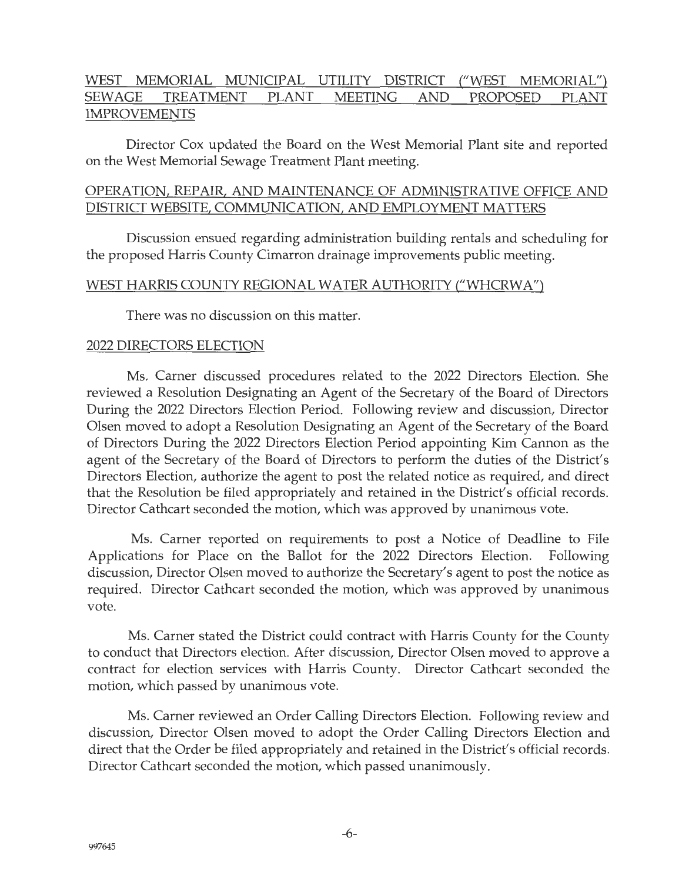## WEST MEMORIAL MUNICIPAL UTILITY DISTRICT ("WEST MEMORIAL") SEWAGE TREATMENT PLANT MEETING AND PROPOSED PLANT IMPROVEMENTS

Director Cox updated the Board on the West Memorial Plant site and reported on the West Memorial Sewage Treatment Plant meeting.

## OPERATION, REPAIR, AND MAINTENANCE OF ADMINISTRATIVE OFFICE AND DISTRICT WEBSITE, COMMUNICATION, AND EMPLOYMENT MATTERS

Discussion ensued regarding administration building rentals and scheduling for the proposed Harris County Cimarron drainage improvements public meeting.

## WEST HARRIS COUNTY REGIONAL WATER AUTHORITY ("WHCRWA")

There was no discussion on this matter.

## 2022 DIRECTORS ELECTION

Ms. Carner discussed procedures related to the 2022 Directors Election. She reviewed a Resolution Designating an Agent of the Secretary of the Board of Directors During the 2022 Directors Election Period. Following review and discussion, Director Olsen moved to adopt a Resolution Designating an Agent of the Secretary of the Board of Directors During the 2022 Directors Election Period appointing Kim Cannon as the agent of the Secretary of the Board of Directors to perform the duties of the District's Directors Election, authorize the agent to post the related notice as required, and direct that the Resolution be filed appropriately and retained in the District's official records. Director Cathcart seconded the motion, which was approved by unanimous vote.

Ms. Carner reported on requirements to post a Notice of Deadline to File Applications for Place on the Ballot for the 2022 Directors Election. Following discussion, Director Olsen moved to authorize the Secretary's agent to post the notice as required. Director Cathcart seconded the motion, which was approved by unanimous vote.

Ms. Carner stated the District could contract with Harris County for the County to conduct that Directors election. After discussion, Director Olsen moved to approve a contract for election services with Harris County. Director Cathcart seconded the motion, which passed by unanimous vote.

Ms. Carner reviewed an Order Calling Directors Election. Following review and discussion, Director Olsen moved to adopt the Order Calling Directors Election and direct that the Order be filed appropriately and retained in the District's official records. Director Cathcart seconded the motion, which passed unanimously.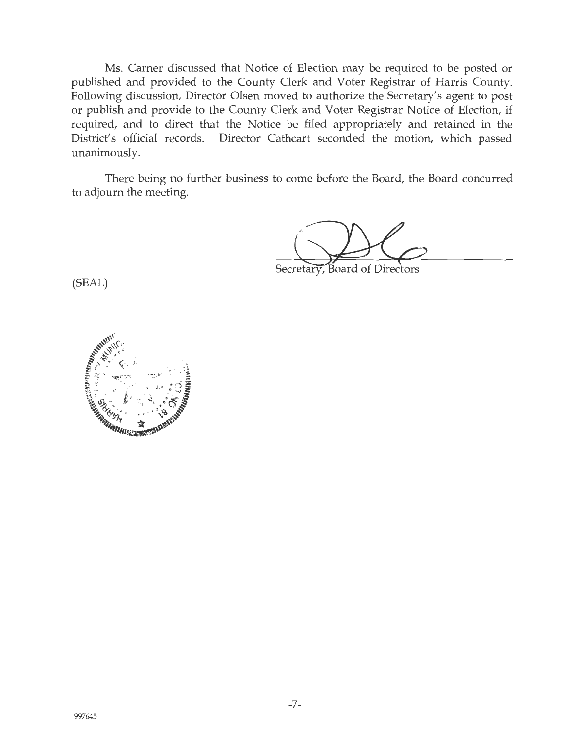Ms. Carner discussed that Notice of Election may be required to be posted or published and provided to the County Clerk and Voter Registrar of Harris County. Following discussion, Director Olsen moved to authorize the Secretary's agent to post or publish and provide to the County Clerk and Voter Registrar Notice of Election, if required, and to direct that the Notice be filed appropriately and retained in the District's official records. Director Cathcart seconded the motion, which passed unanimously.

There being no further business to come before the Board, the Board concurred to adjourn the meeting.

Secretary, Board of Directors

(SEAL)

997645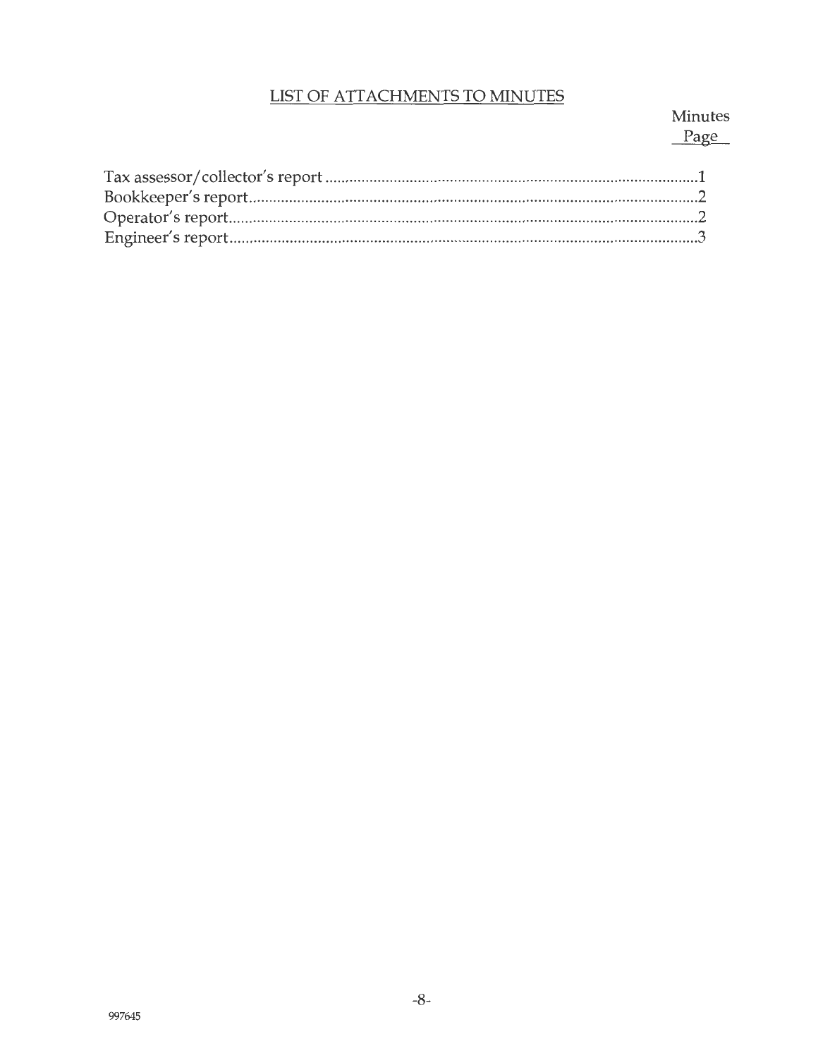## LIST OF ATTACHMENTS TO MINUTES

| | Minutes Page |
|---|---|
| Tax assessor/collector's report | 1 |
| Bookkeeper's report | 2 |
| Operator's report | 2 |
| Engineer's report | 3 |

997645